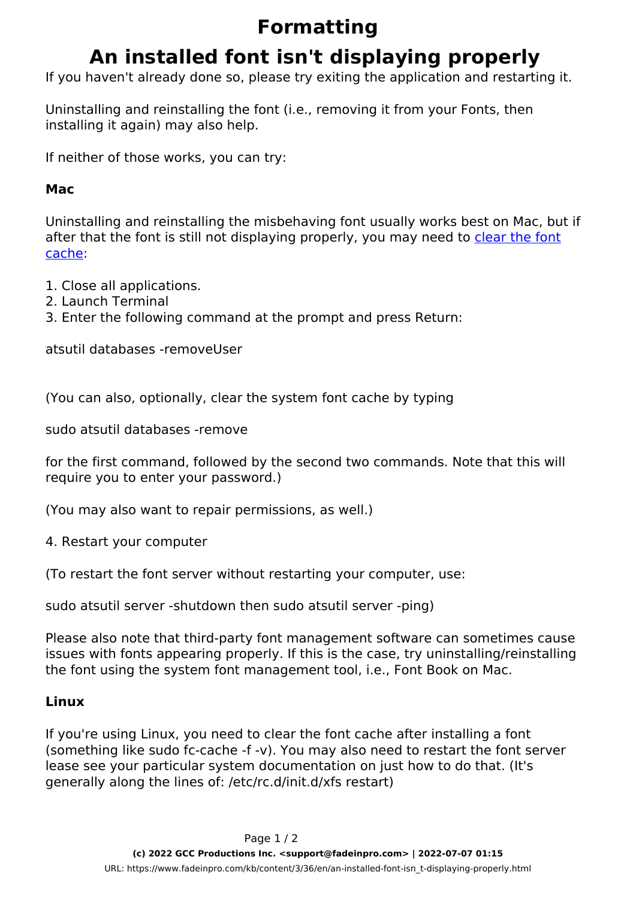# Formatting

# An installed font isn't displaying properly

If you haven't already done so, please try exiting the application and restarting it.

Uninstalling and reinstalling the font (i.e., removing it from your Fonts, then installing it again) may also help.

If neither of those works, you can try:

**Mac**

Uninstalling and reinstalling the misbehaving font usually works best on Mac, but if after that the font is still not displaying properly, you may need to [clear the font cache](#):

1. Close all applications.
2. Launch Terminal
3. Enter the following command at the prompt and press Return:

atsutil databases -removeUser

(You can also, optionally, clear the system font cache by typing

sudo atsutil databases -remove

for the first command, followed by the second two commands. Note that this will require you to enter your password.)

(You may also want to repair permissions, as well.)

4. Restart your computer

(To restart the font server without restarting your computer, use:

sudo atsutil server -shutdown then sudo atsutil server -ping)

Please also note that third-party font management software can sometimes cause issues with fonts appearing properly. If this is the case, try uninstalling/reinstalling the font using the system font management tool, i.e., Font Book on Mac.

**Linux**

If you're using Linux, you need to clear the font cache after installing a font (something like sudo fc-cache -f -v). You may also need to restart the font server lease see your particular system documentation on just how to do that. (It's generally along the lines of: /etc/rc.d/init.d/xfs restart)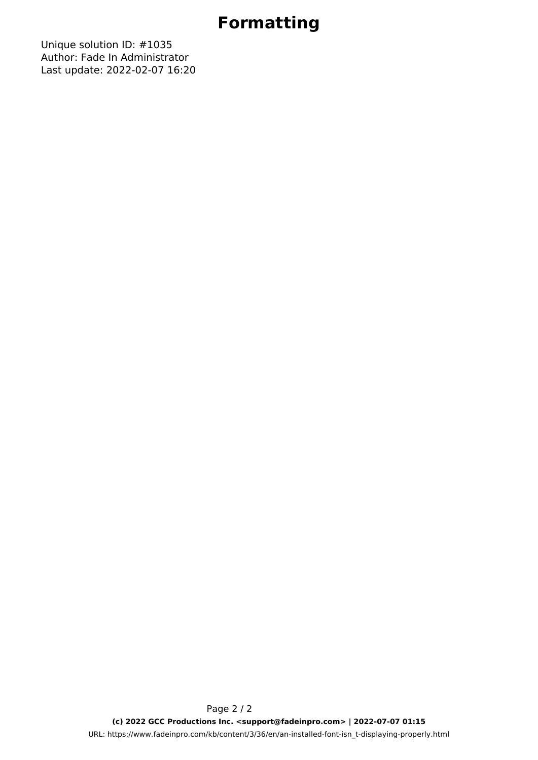# Formatting

Unique solution ID: #1035
Author: Fade In Administrator
Last update: 2022-02-07 16:20